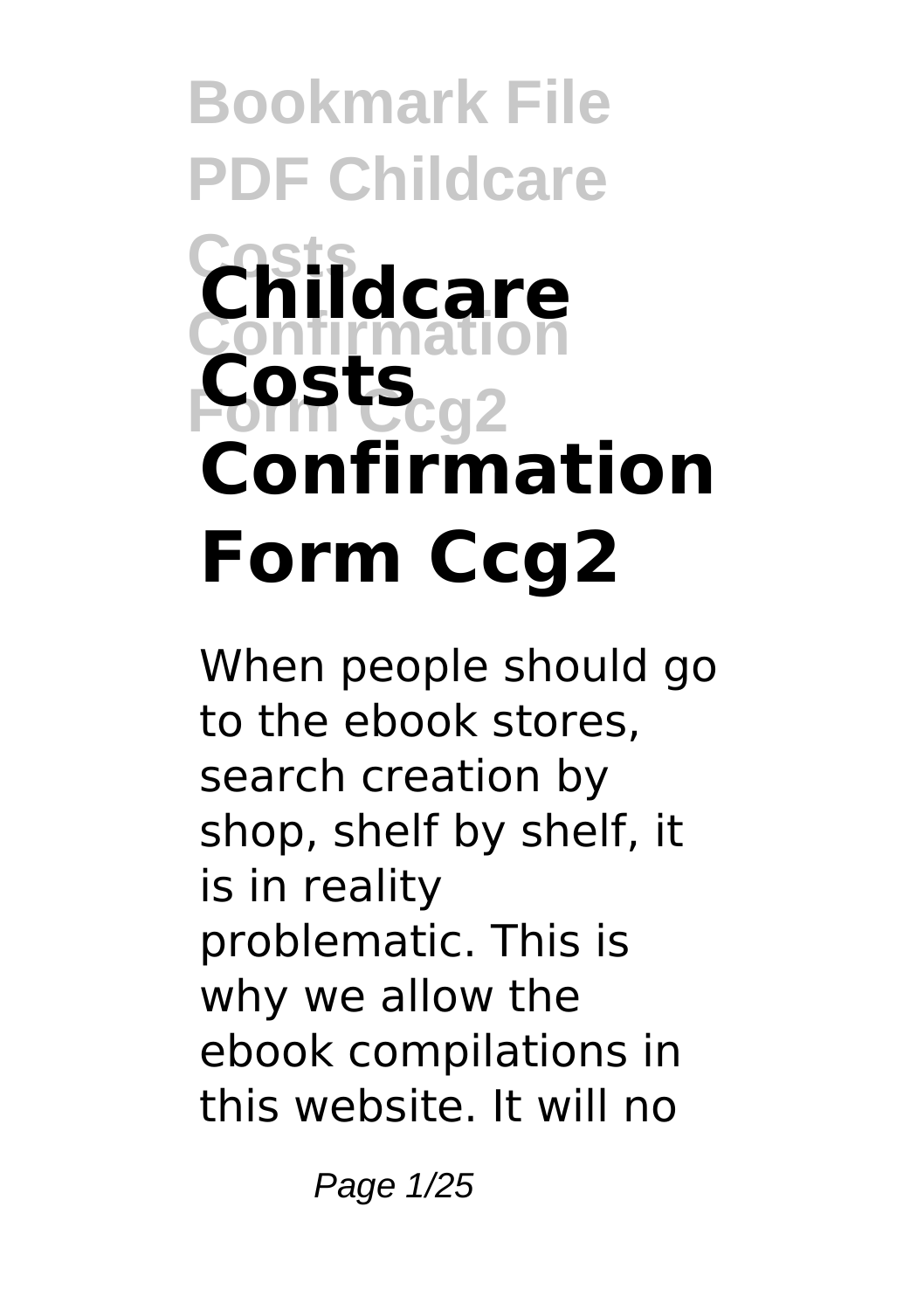# Childcare Costs Confirmation Form Ccg2

When people should go to the ebook stores, search creation by shop, shelf by shelf, it is in reality problematic. This is why we allow the ebook compilations in this website. It will no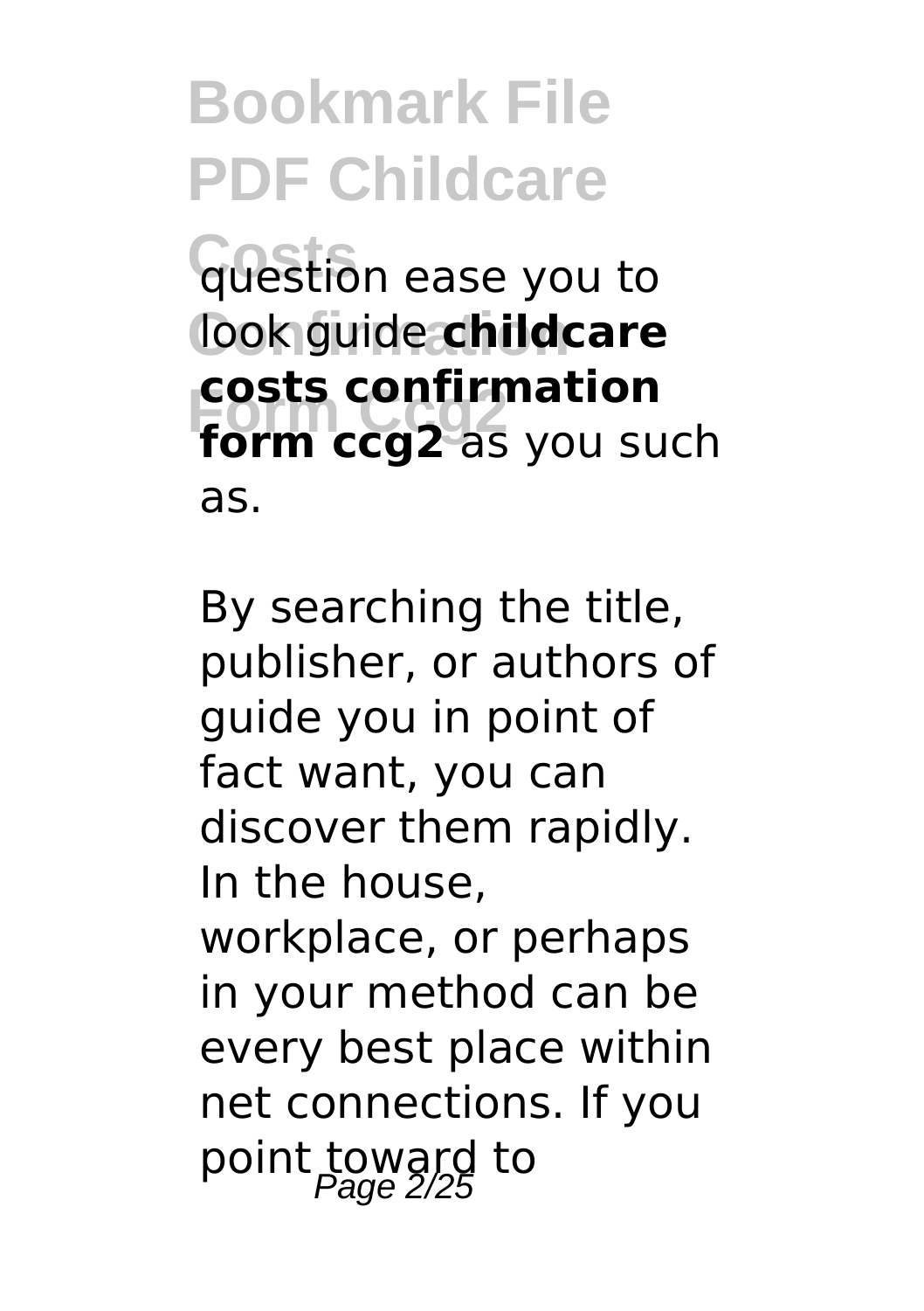question ease you to look guide **childcare costs confirmation form ccg2** as you such as.

By searching the title, publisher, or authors of guide you in point of fact want, you can discover them rapidly. In the house, workplace, or perhaps in your method can be every best place within net connections. If you point toward to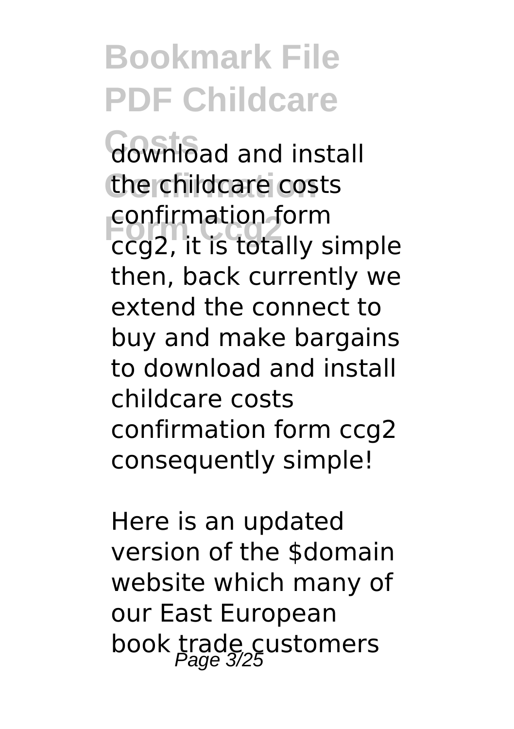download and install the childcare costs confirmation form ccg2, it is totally simple then, back currently we extend the connect to buy and make bargains to download and install childcare costs confirmation form ccg2 consequently simple!

Here is an updated version of the $domain website which many of our East European book trade customers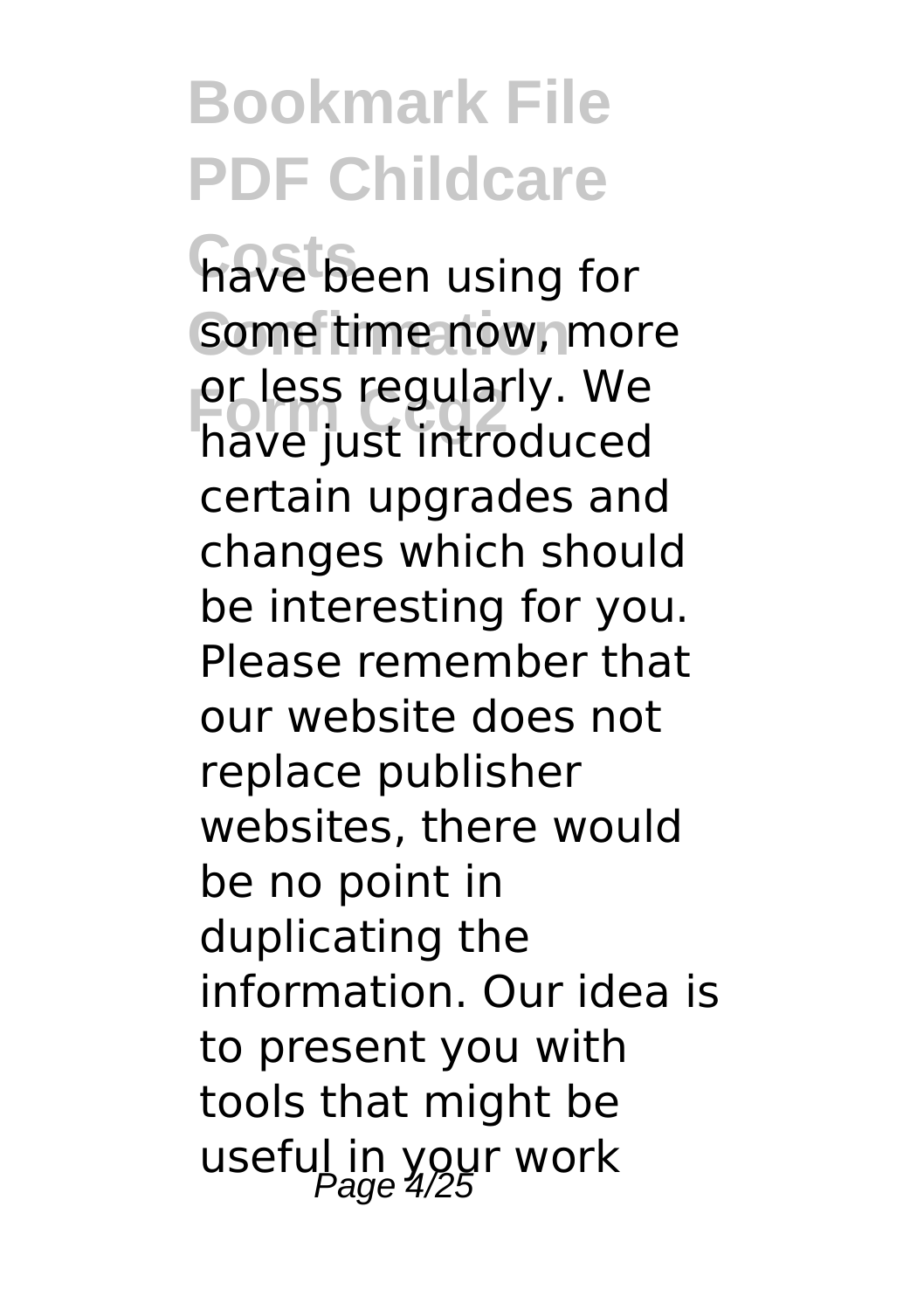have been using for some time now, more or less regularly. We have just introduced certain upgrades and changes which should be interesting for you. Please remember that our website does not replace publisher websites, there would be no point in duplicating the information. Our idea is to present you with tools that might be useful in your work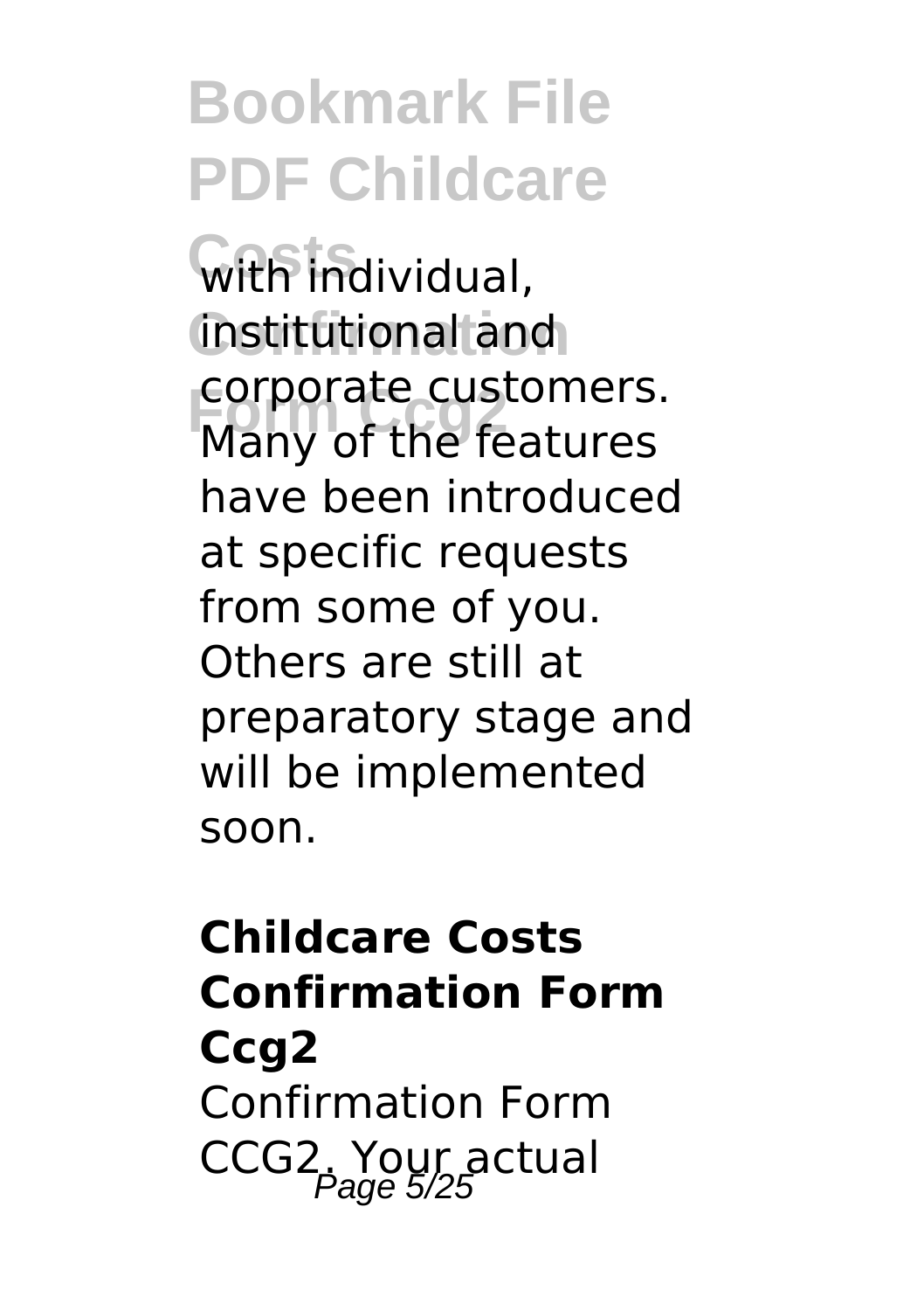with individual, institutional and corporate customers. Many of the features have been introduced at specific requests from some of you. Others are still at preparatory stage and will be implemented soon.

**Childcare Costs Confirmation Form Ccg2**

Confirmation Form CCG2. Your actual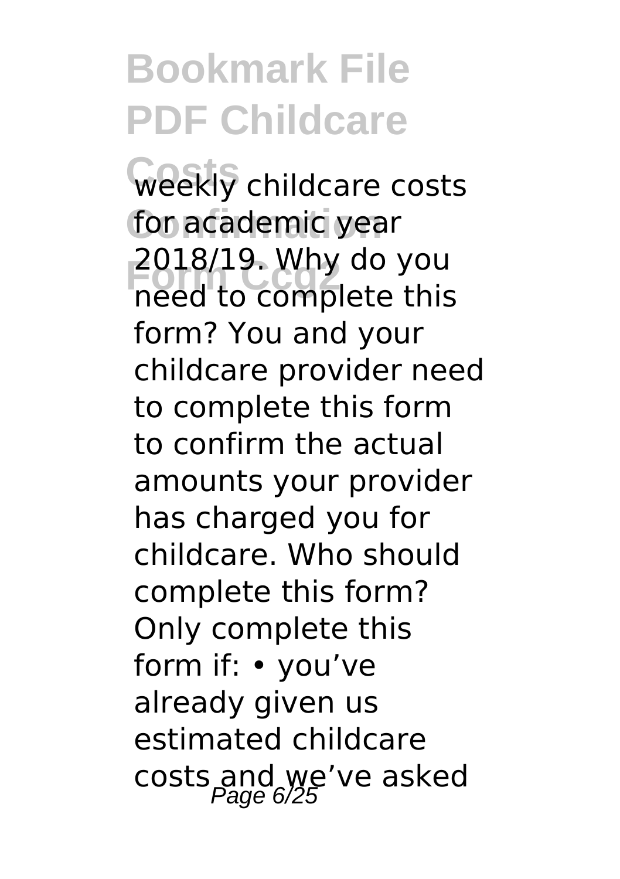weekly childcare costs for academic year 2018/19. Why do you need to complete this form? You and your childcare provider need to complete this form to confirm the actual amounts your provider has charged you for childcare. Who should complete this form? Only complete this form if: • you've already given us estimated childcare costs and we've asked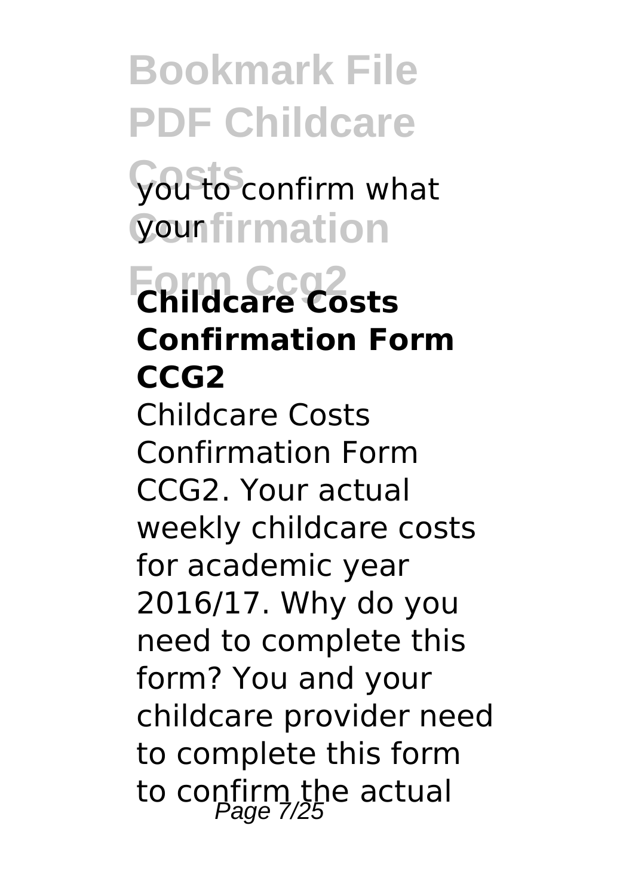you to confirm what your

## Childcare Costs Confirmation Form CCG2

Childcare Costs Confirmation Form CCG2. Your actual weekly childcare costs for academic year 2016/17. Why do you need to complete this form? You and your childcare provider need to complete this form to confirm the actual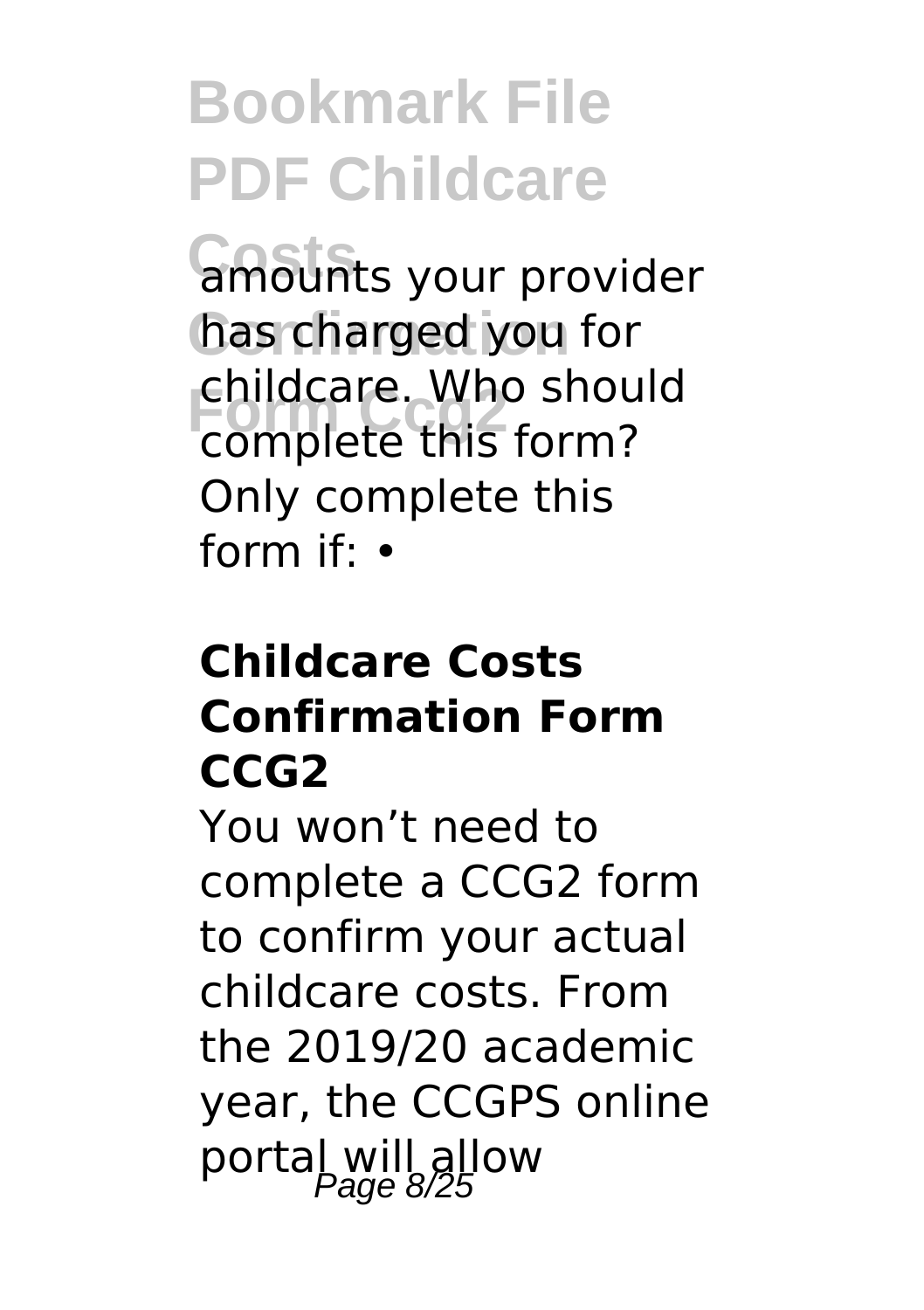amounts your provider has charged you for childcare. Who should complete this form? Only complete this form if: •

## Childcare Costs Confirmation Form CCG2

You won't need to complete a CCG2 form to confirm your actual childcare costs. From the 2019/20 academic year, the CCGPS online portal will allow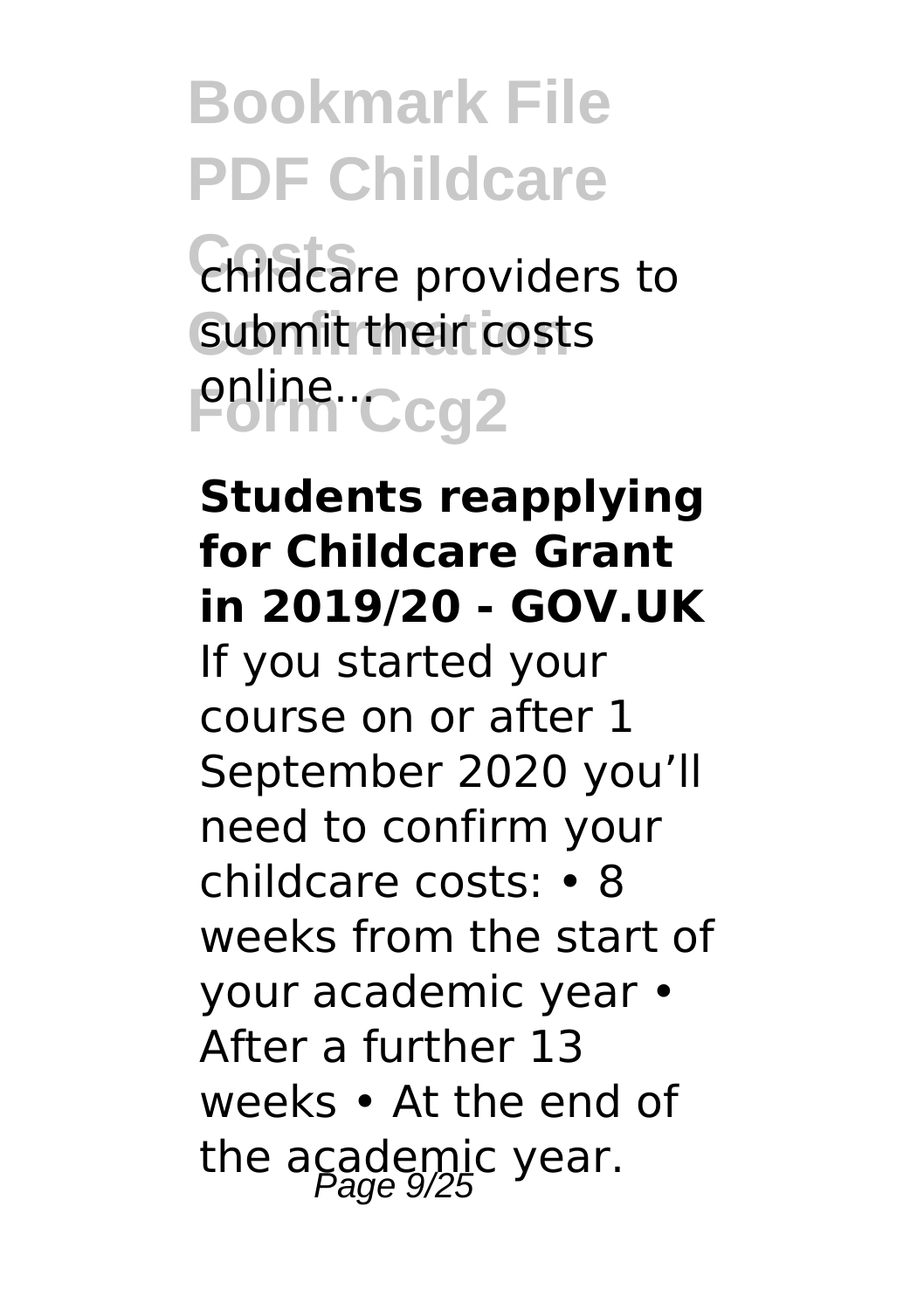childcare providers to submit their costs online...

**Students reapplying for Childcare Grant in 2019/20 - GOV.UK**

If you started your course on or after 1 September 2020 you'll need to confirm your childcare costs: • 8 weeks from the start of your academic year • After a further 13 weeks • At the end of the academic year.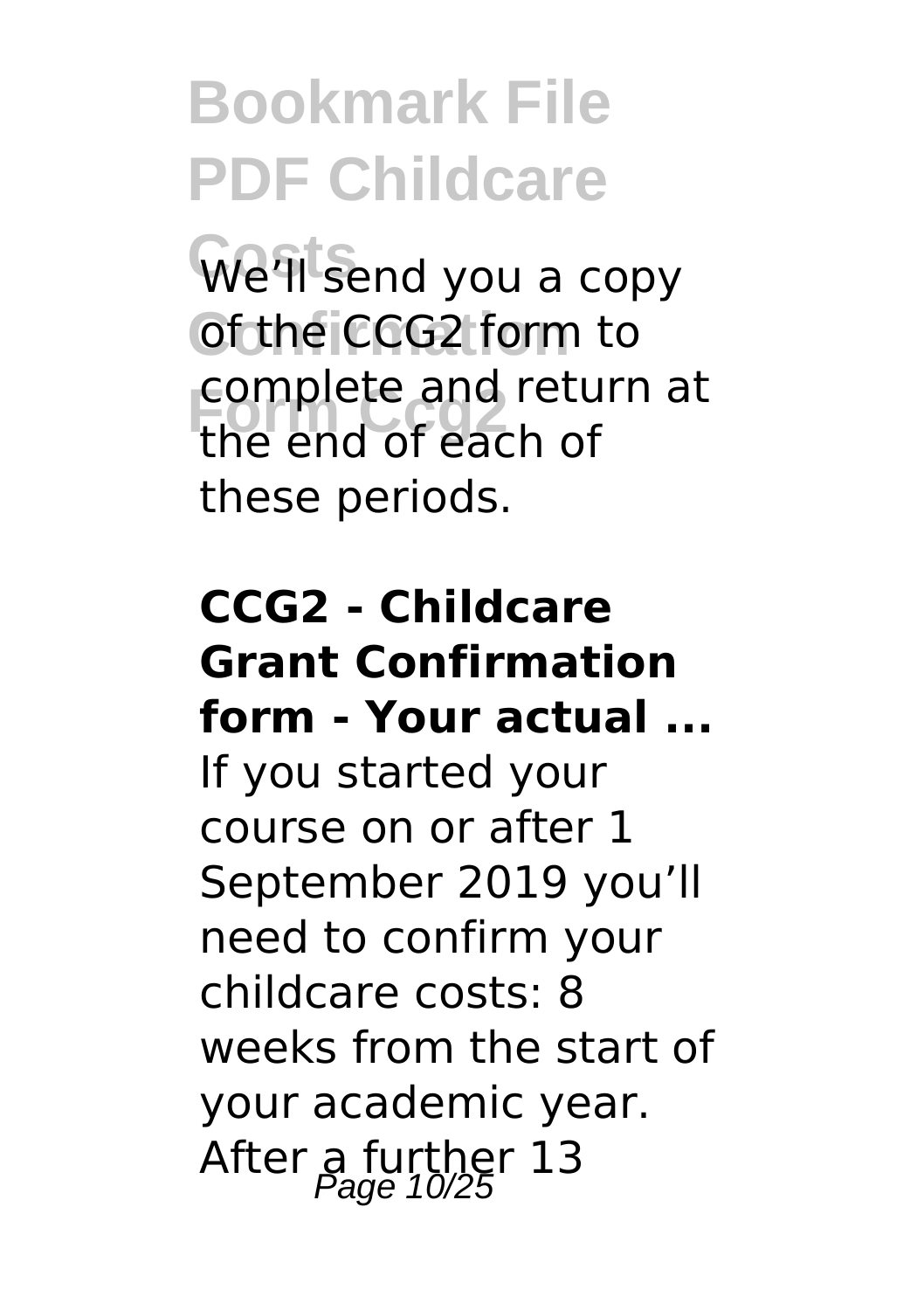We'll send you a copy of the CCG2 form to complete and return at the end of each of these periods.

**CCG2 - Childcare Grant Confirmation form - Your actual ...**

If you started your course on or after 1 September 2019 you'll need to confirm your childcare costs: 8 weeks from the start of your academic year. After a further 13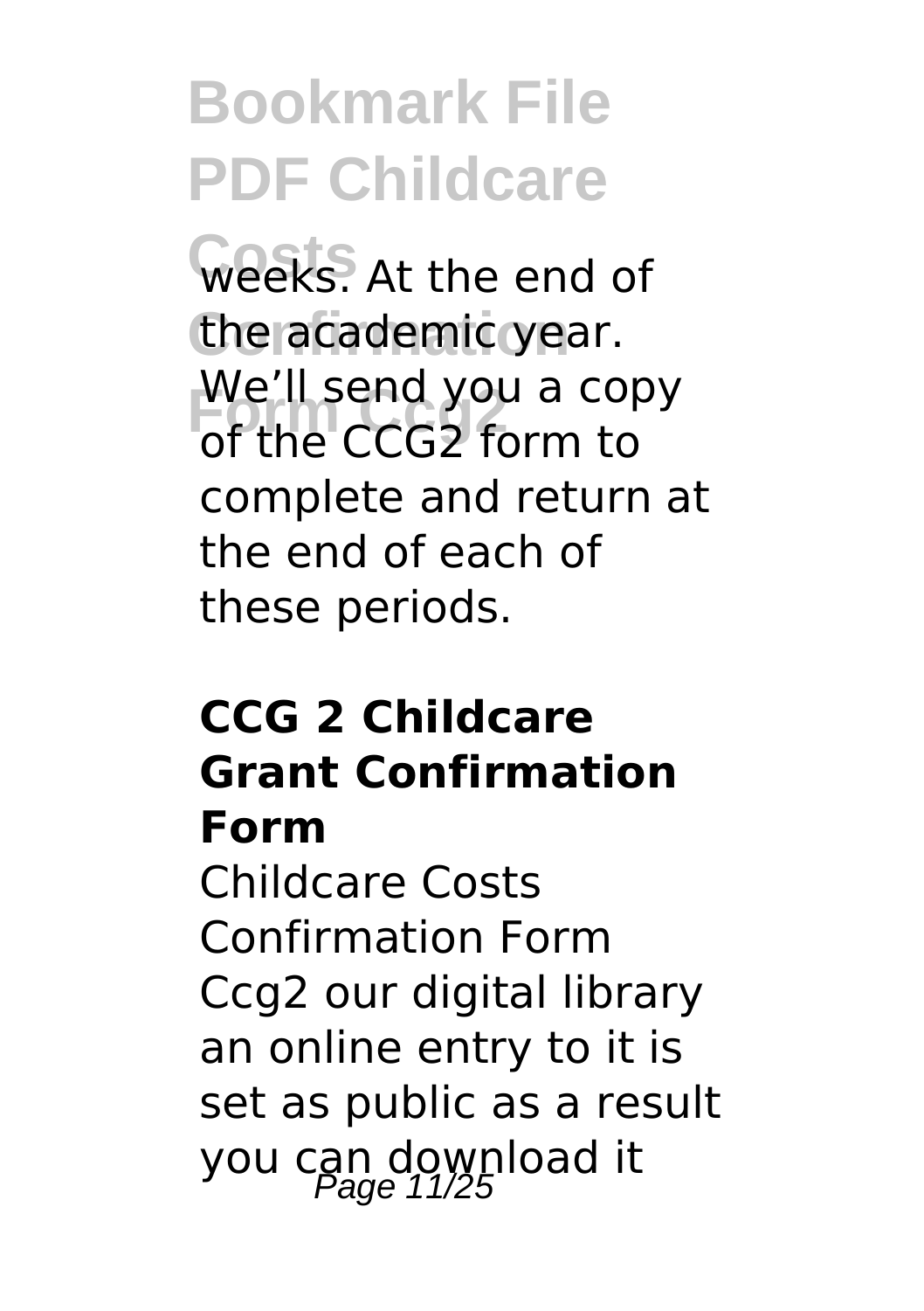weeks. At the end of the academic year. We'll send you a copy of the CCG2 form to complete and return at the end of each of these periods.

**CCG 2 Childcare Grant Confirmation Form**

Childcare Costs Confirmation Form Ccg2 our digital library an online entry to it is set as public as a result you can download it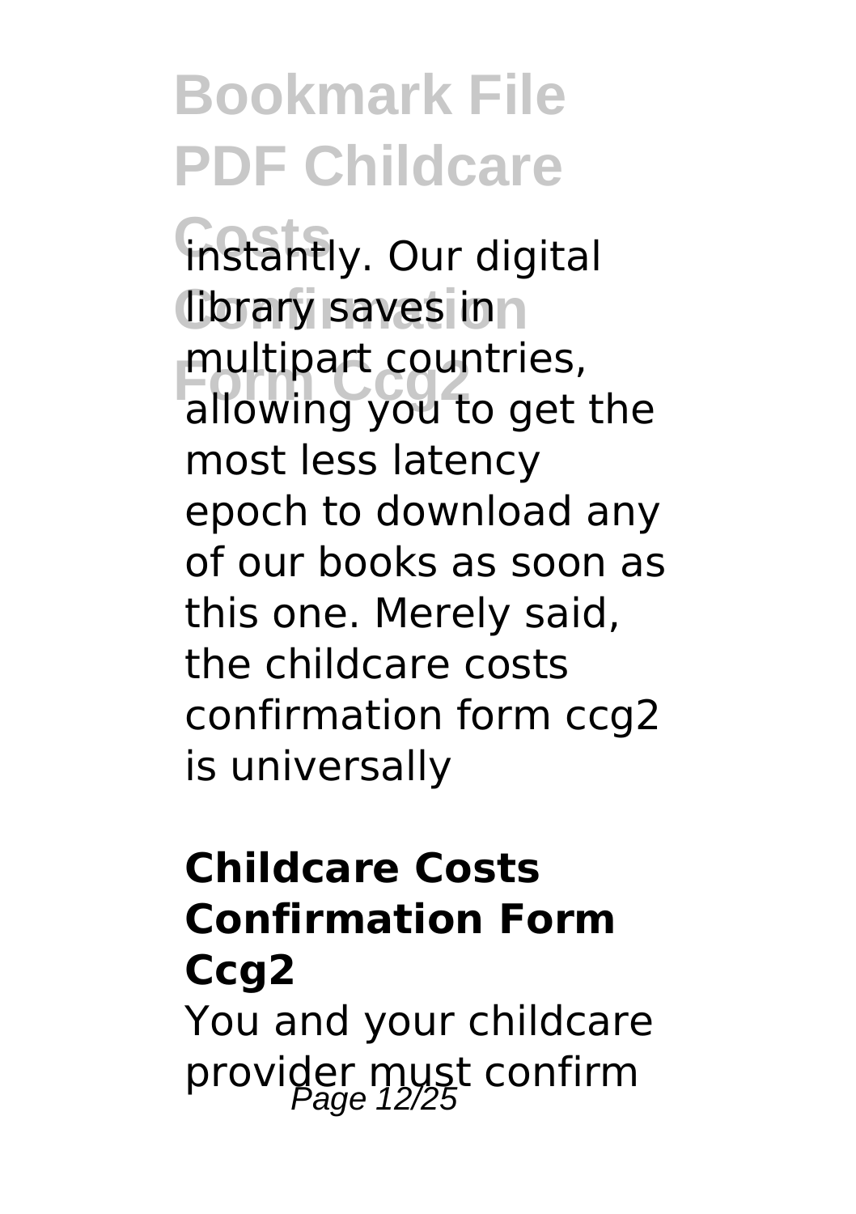instantly. Our digital library saves in multipart countries, allowing you to get the most less latency epoch to download any of our books as soon as this one. Merely said, the childcare costs confirmation form ccg2 is universally

## Childcare Costs Confirmation Form Ccg2

You and your childcare provider must confirm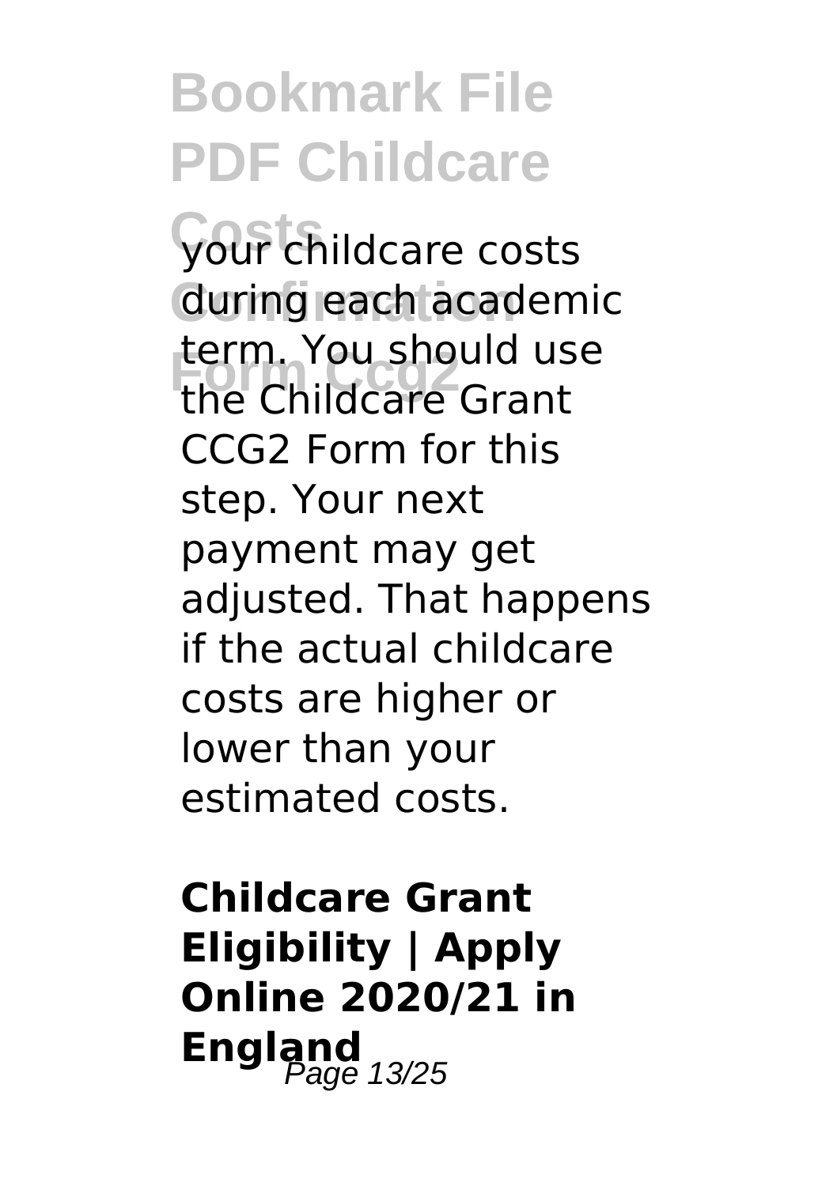your childcare costs during each academic term. You should use the Childcare Grant CCG2 Form for this step. Your next payment may get adjusted. That happens if the actual childcare costs are higher or lower than your estimated costs.

## Childcare Grant Eligibility | Apply Online 2020/21 in England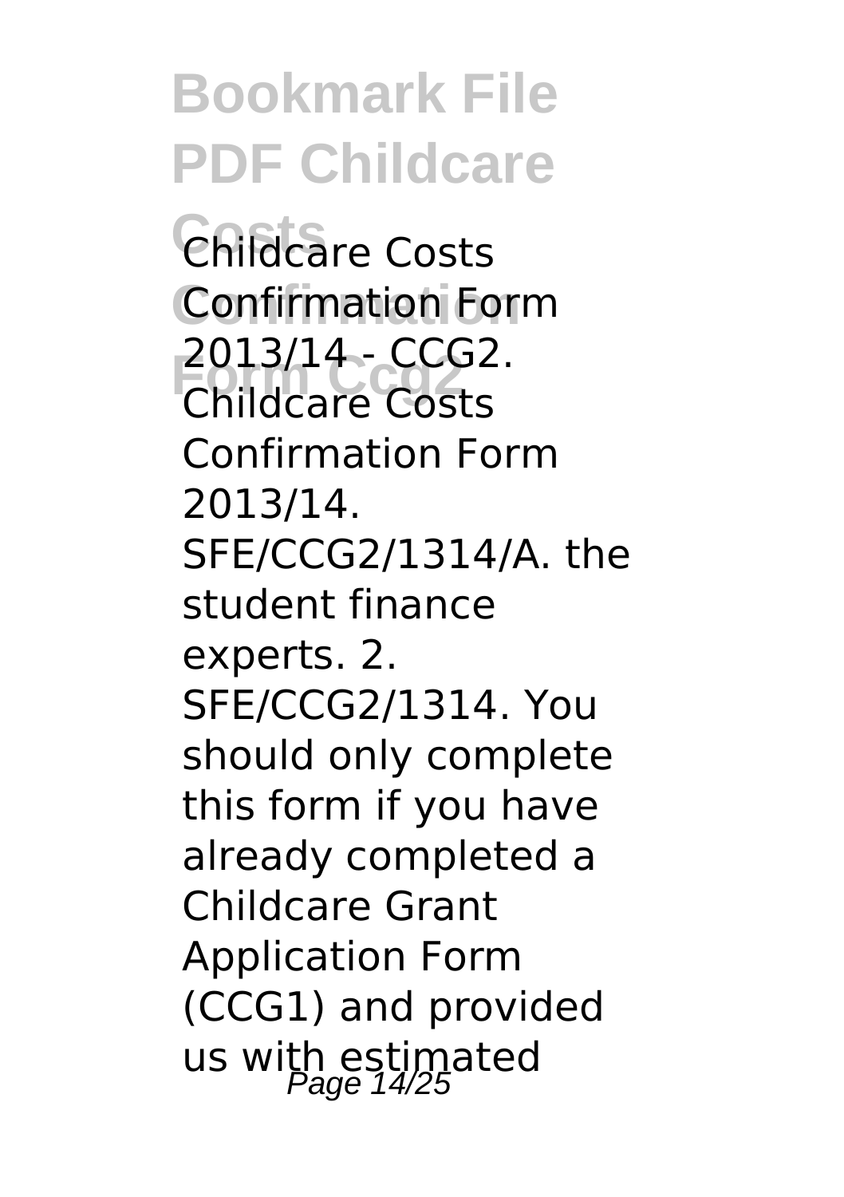Childcare Costs Confirmation Form 2013/14 - CCG2. Childcare Costs Confirmation Form 2013/14. SFE/CCG2/1314/A. the student finance experts. 2. SFE/CCG2/1314. You should only complete this form if you have already completed a Childcare Grant Application Form (CCG1) and provided us with estimated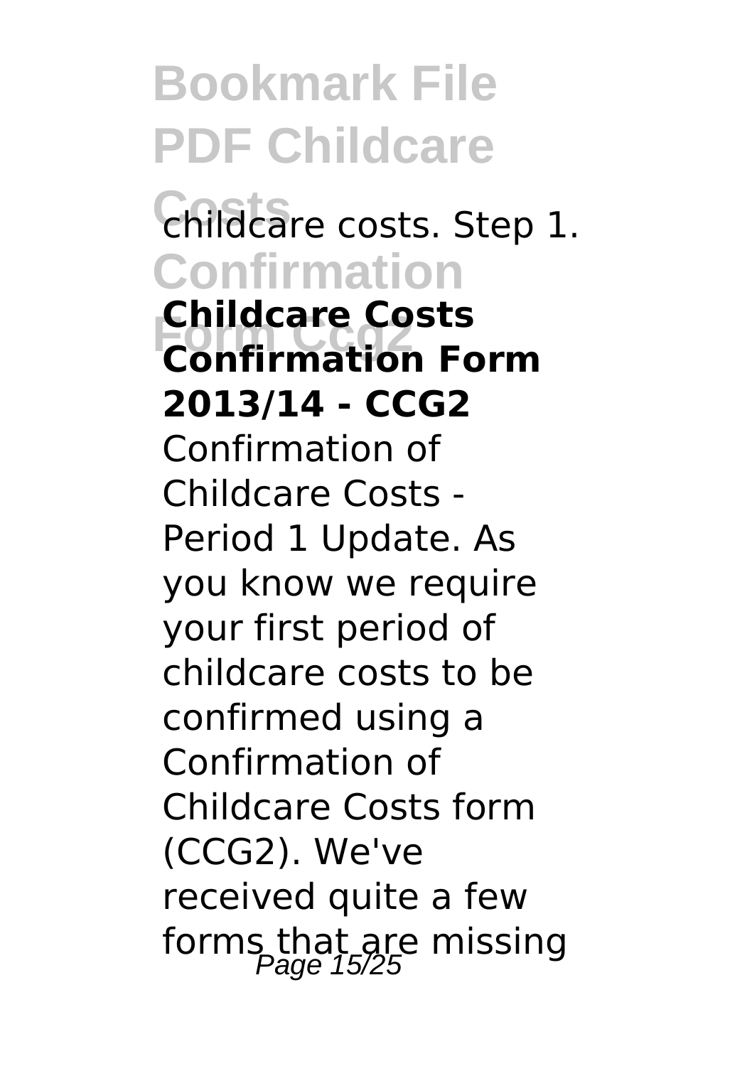childcare costs. Step 1.

**Childcare Costs Confirmation Form 2013/14 - CCG2**

Confirmation of Childcare Costs - Period 1 Update. As you know we require your first period of childcare costs to be confirmed using a Confirmation of Childcare Costs form (CCG2). We've received quite a few forms that are missing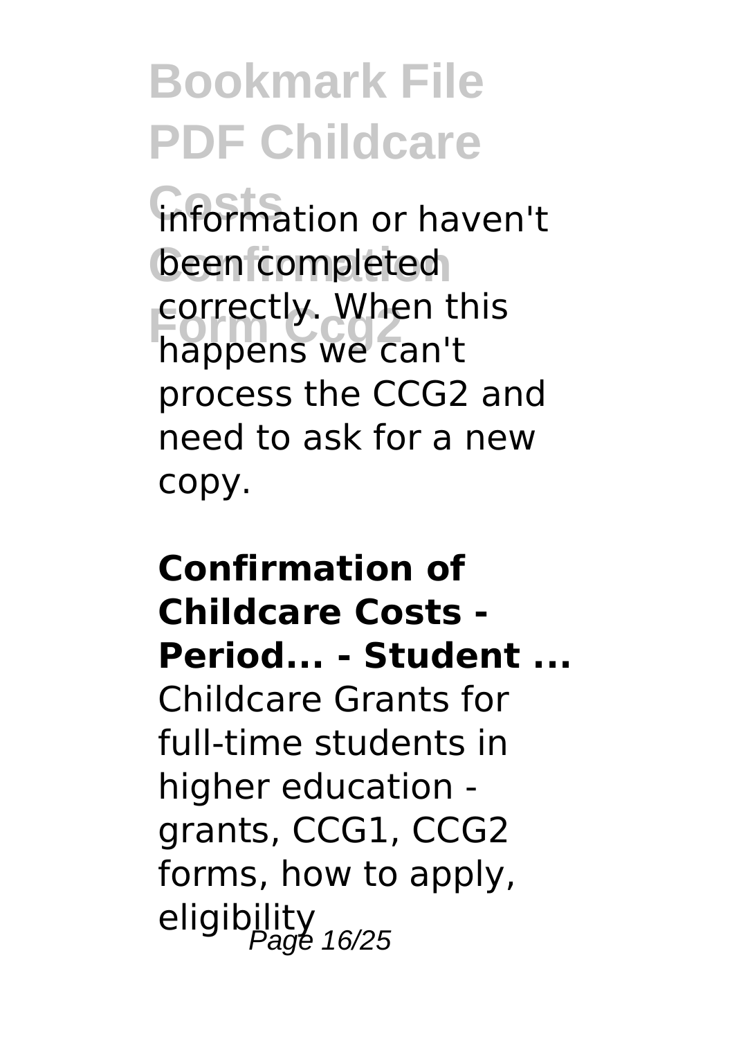information or haven't been completed correctly. When this happens we can't process the CCG2 and need to ask for a new copy.

**Confirmation of Childcare Costs - Period... - Student ...**

Childcare Grants for full-time students in higher education - grants, CCG1, CCG2 forms, how to apply, eligibility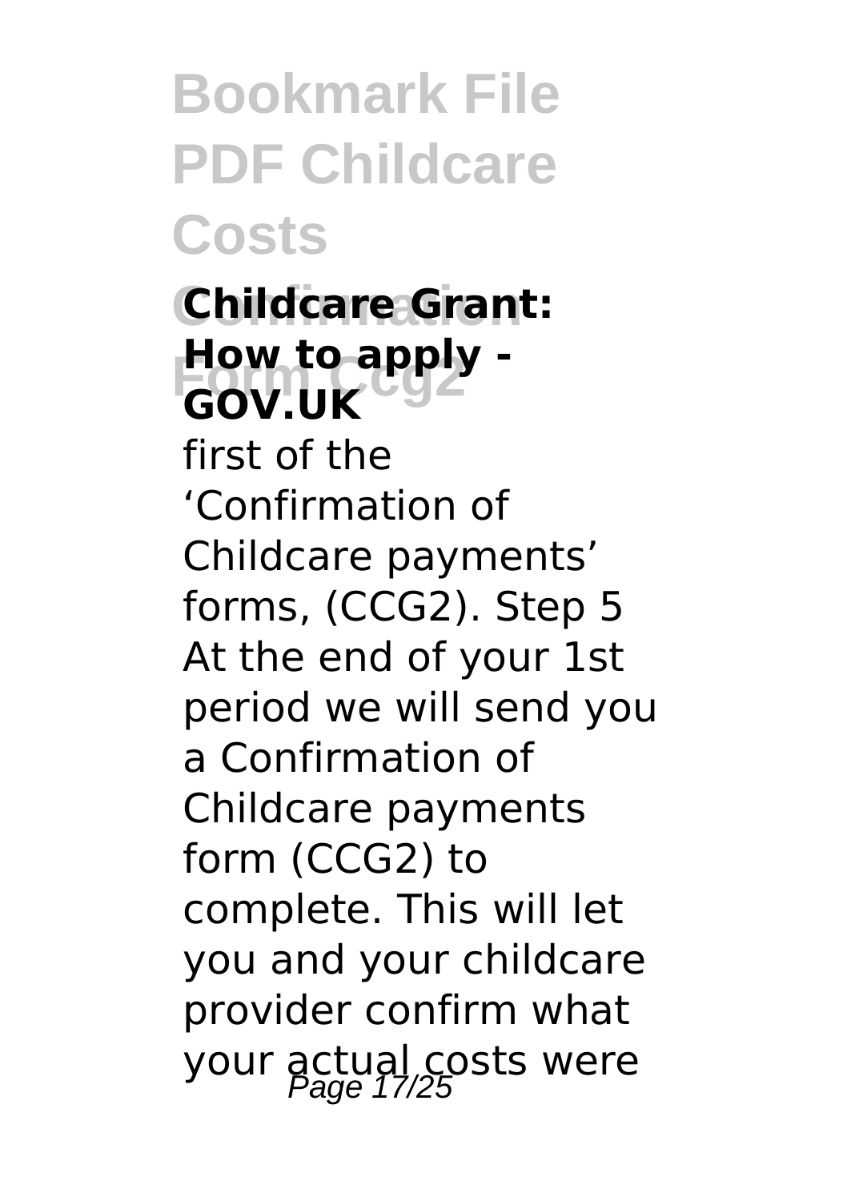## Childcare Grant: How to apply - GOV.UK

first of the 'Confirmation of Childcare payments' forms, (CCG2). Step 5 At the end of your 1st period we will send you a Confirmation of Childcare payments form (CCG2) to complete. This will let you and your childcare provider confirm what your actual costs were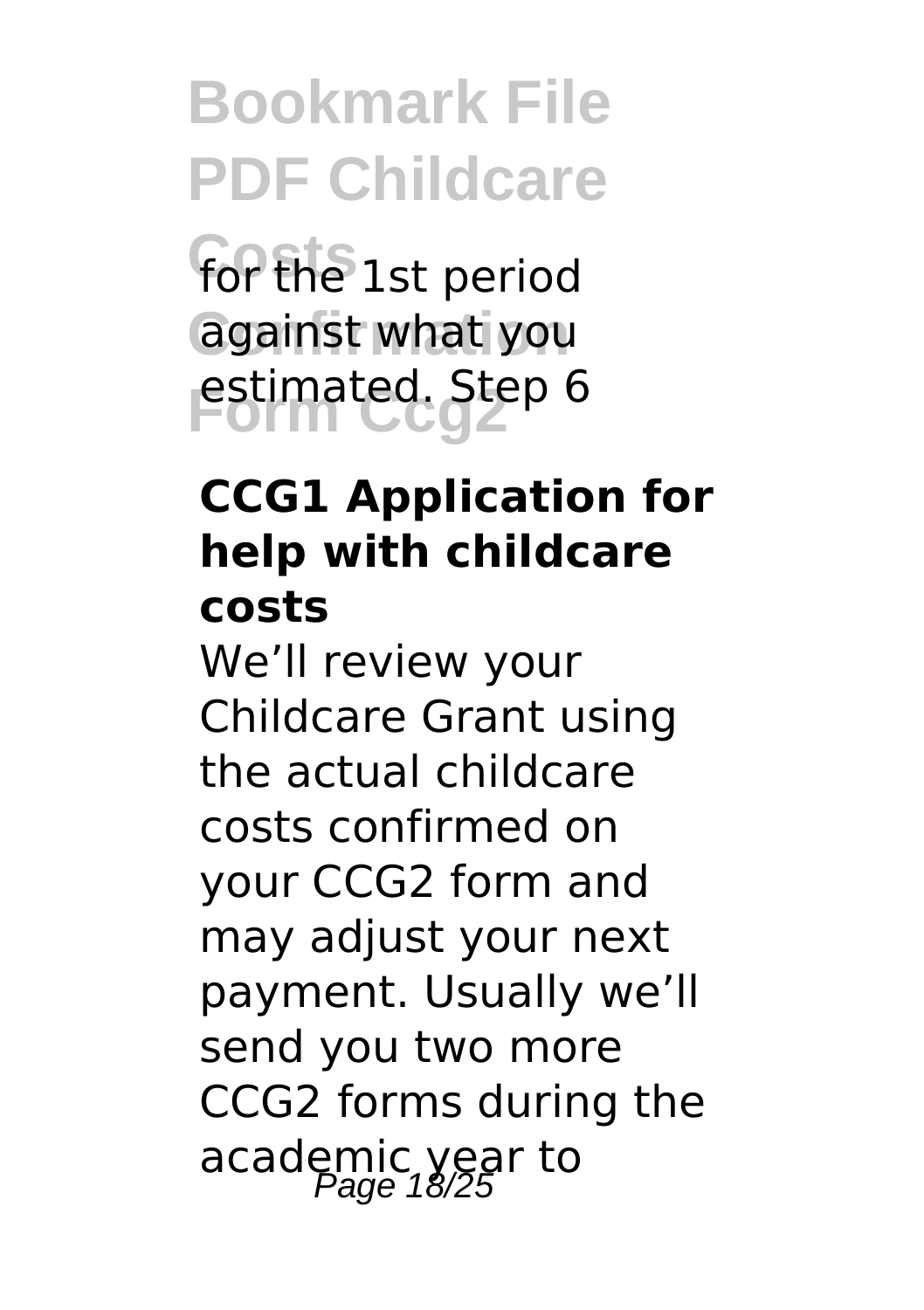for the 1st period against what you estimated. Step 6

**CCG1 Application for help with childcare costs**

We'll review your Childcare Grant using the actual childcare costs confirmed on your CCG2 form and may adjust your next payment. Usually we'll send you two more CCG2 forms during the academic year to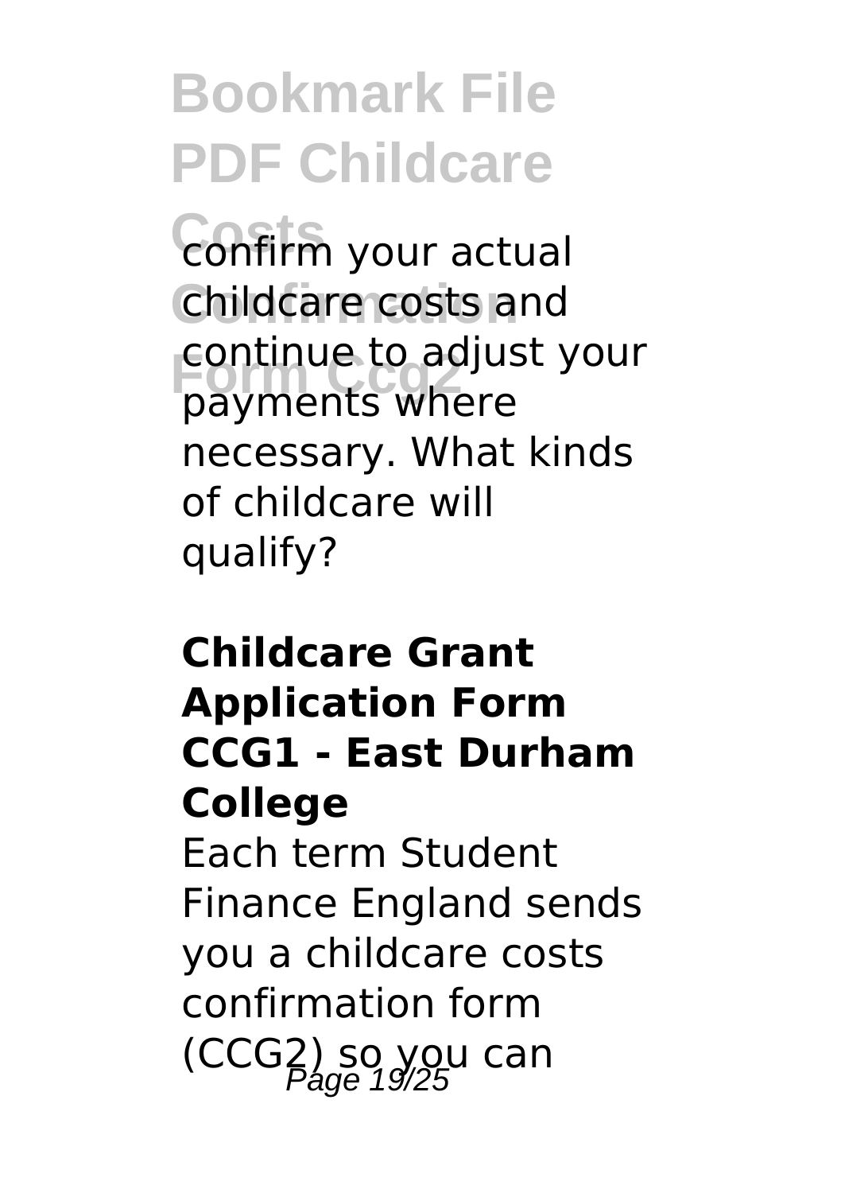confirm your actual childcare costs and continue to adjust your payments where necessary. What kinds of childcare will qualify?

**Childcare Grant Application Form CCG1 - East Durham College**

Each term Student Finance England sends you a childcare costs confirmation form (CCG2) so you can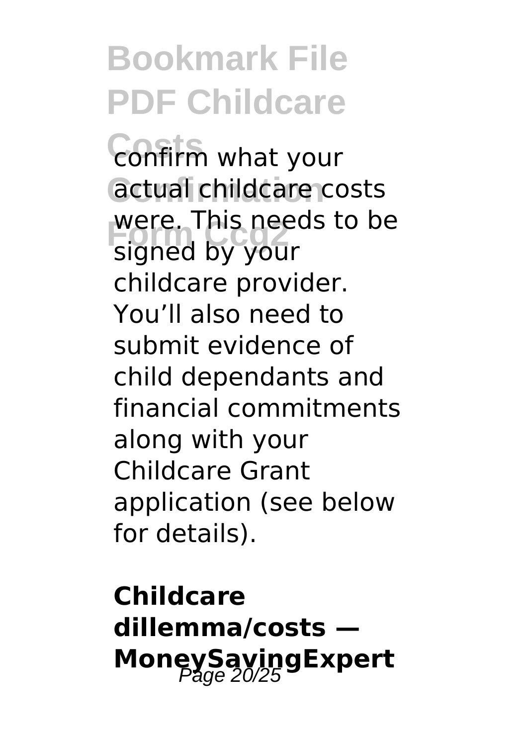confirm what your actual childcare costs were. This needs to be signed by your childcare provider. You'll also need to submit evidence of child dependants and financial commitments along with your Childcare Grant application (see below for details).

**Childcare dillemma/costs — MoneySavingExpert**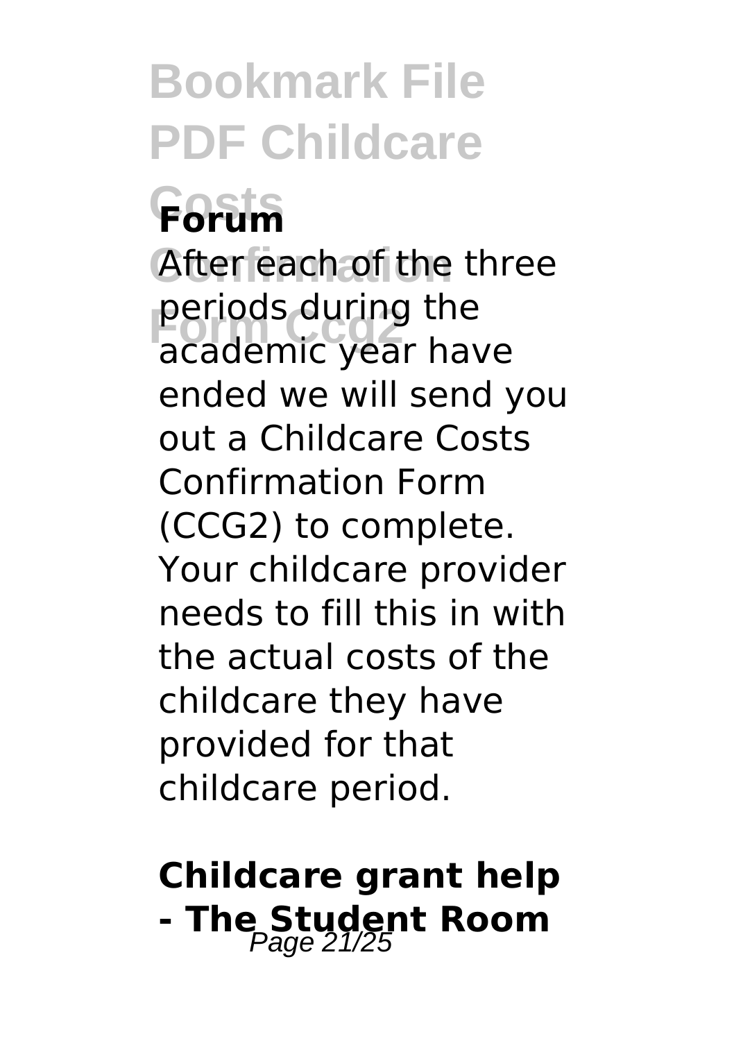**Forum**

After each of the three periods during the academic year have ended we will send you out a Childcare Costs Confirmation Form (CCG2) to complete. Your childcare provider needs to fill this in with the actual costs of the childcare they have provided for that childcare period.

## Childcare grant help - The Student Room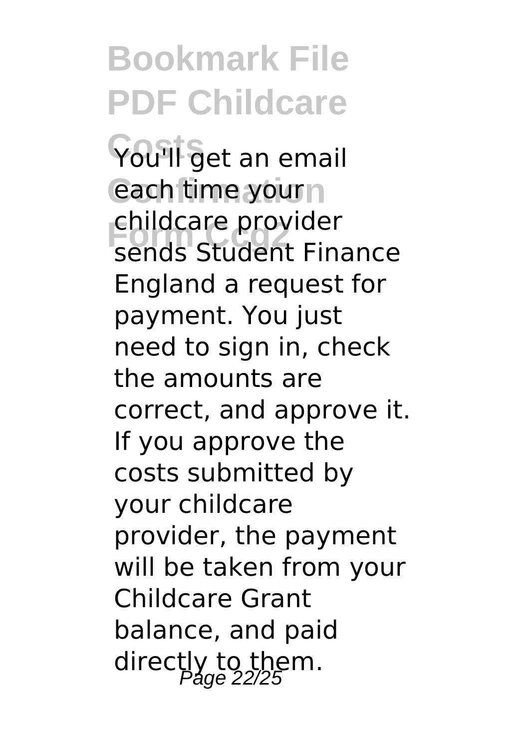You'll get an email each time your childcare provider sends Student Finance England a request for payment. You just need to sign in, check the amounts are correct, and approve it. If you approve the costs submitted by your childcare provider, the payment will be taken from your Childcare Grant balance, and paid directly to them.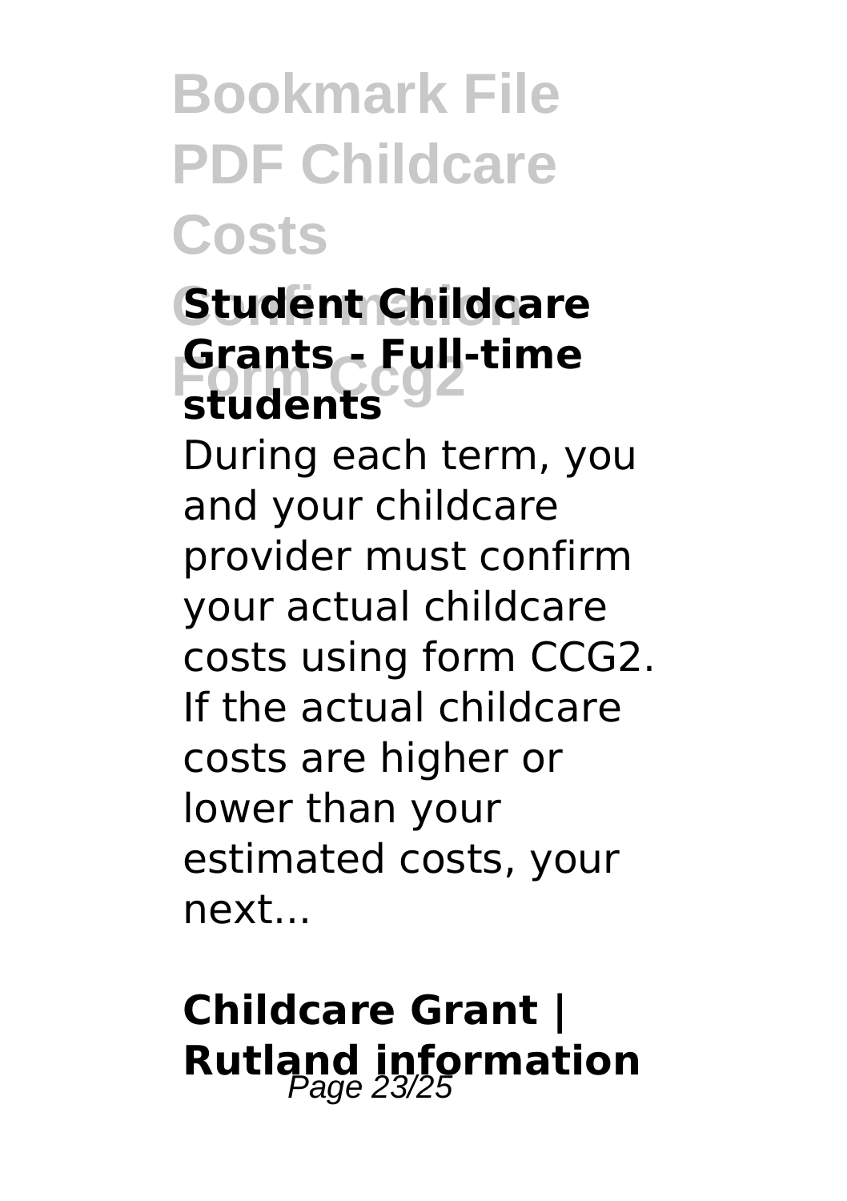## Student Childcare Grants - Full-time students

During each term, you and your childcare provider must confirm your actual childcare costs using form CCG2. If the actual childcare costs are higher or lower than your estimated costs, your next...

## Childcare Grant | Rutland information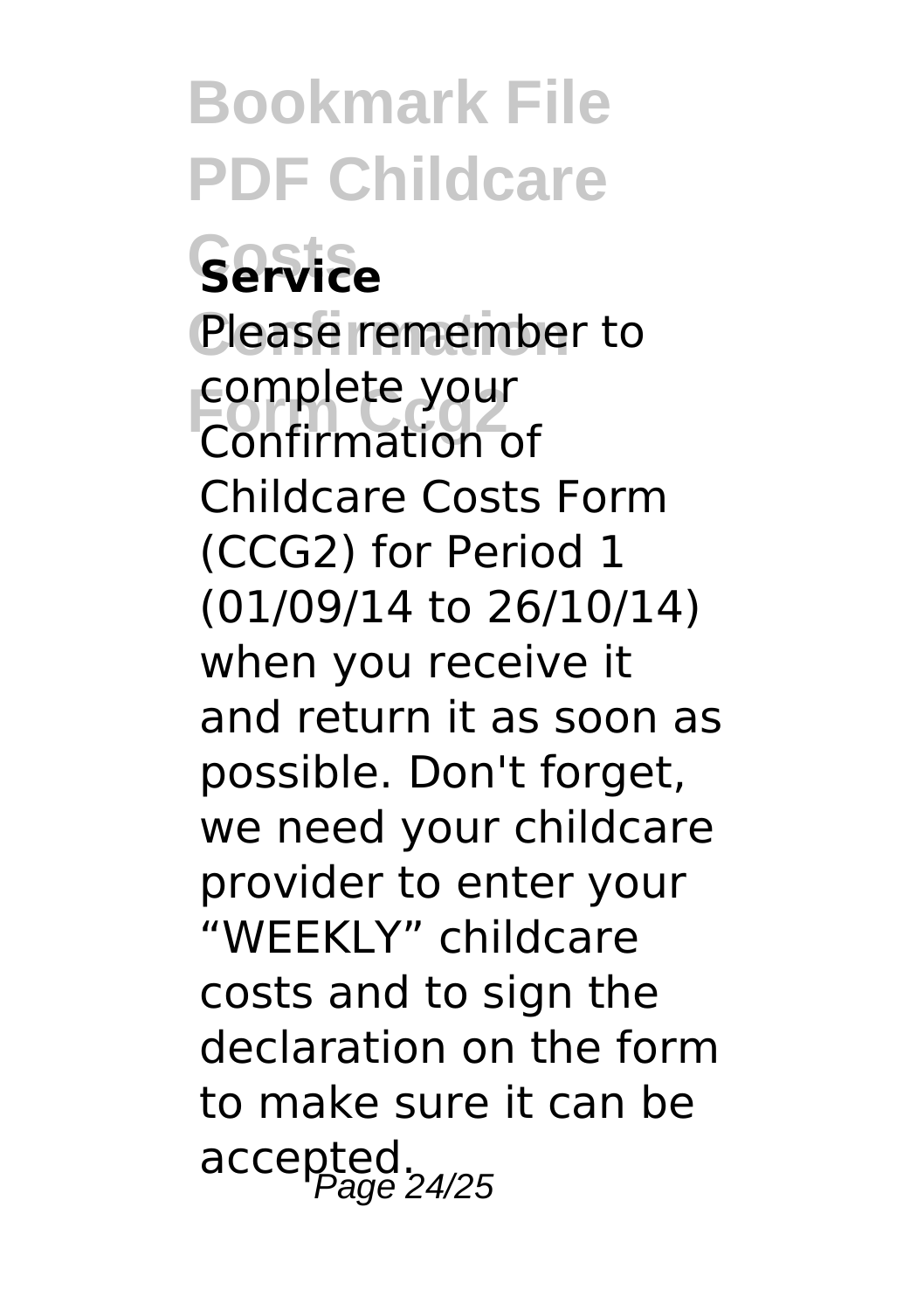**Service**

Please remember to complete your Confirmation of Childcare Costs Form (CCG2) for Period 1 (01/09/14 to 26/10/14) when you receive it and return it as soon as possible. Don't forget, we need your childcare provider to enter your "WEEKLY" childcare costs and to sign the declaration on the form to make sure it can be accepted.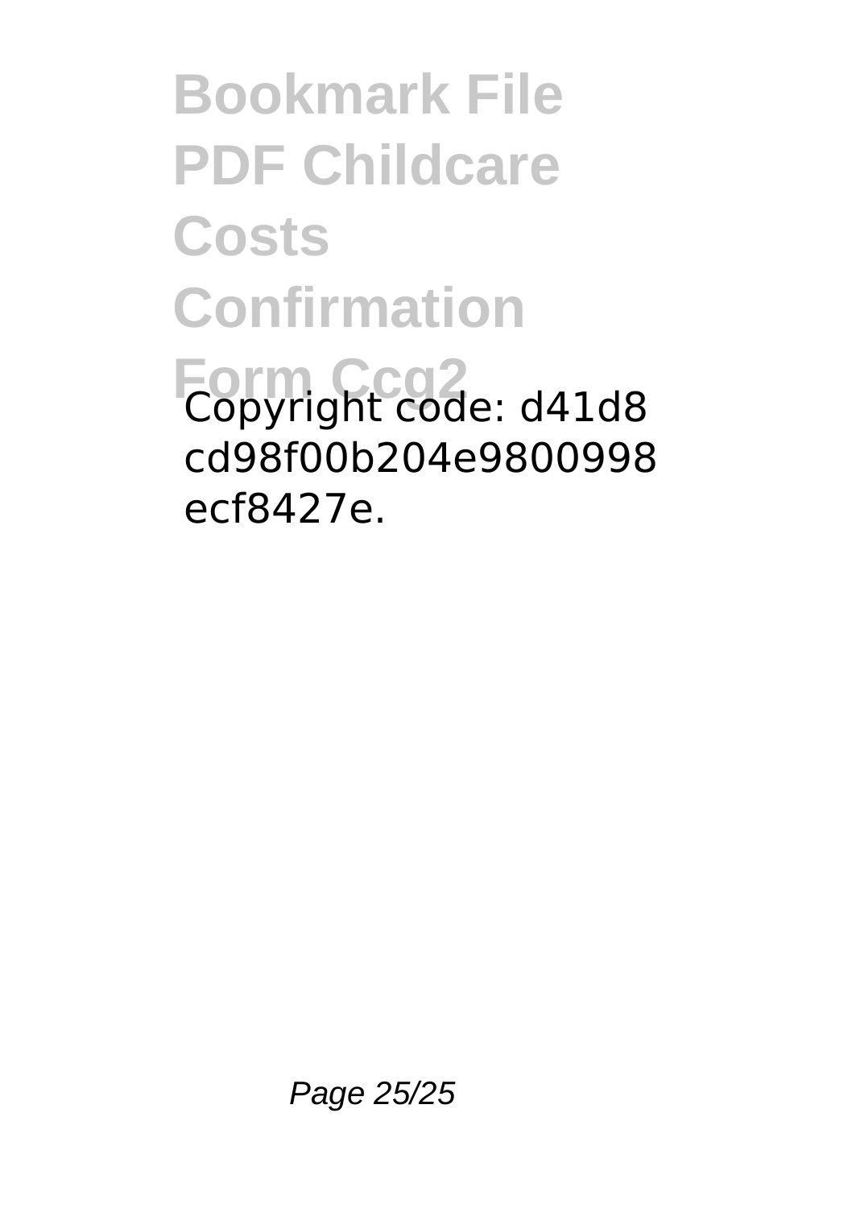Copyright code: d41d8cd98f00b204e9800998ecf8427e.